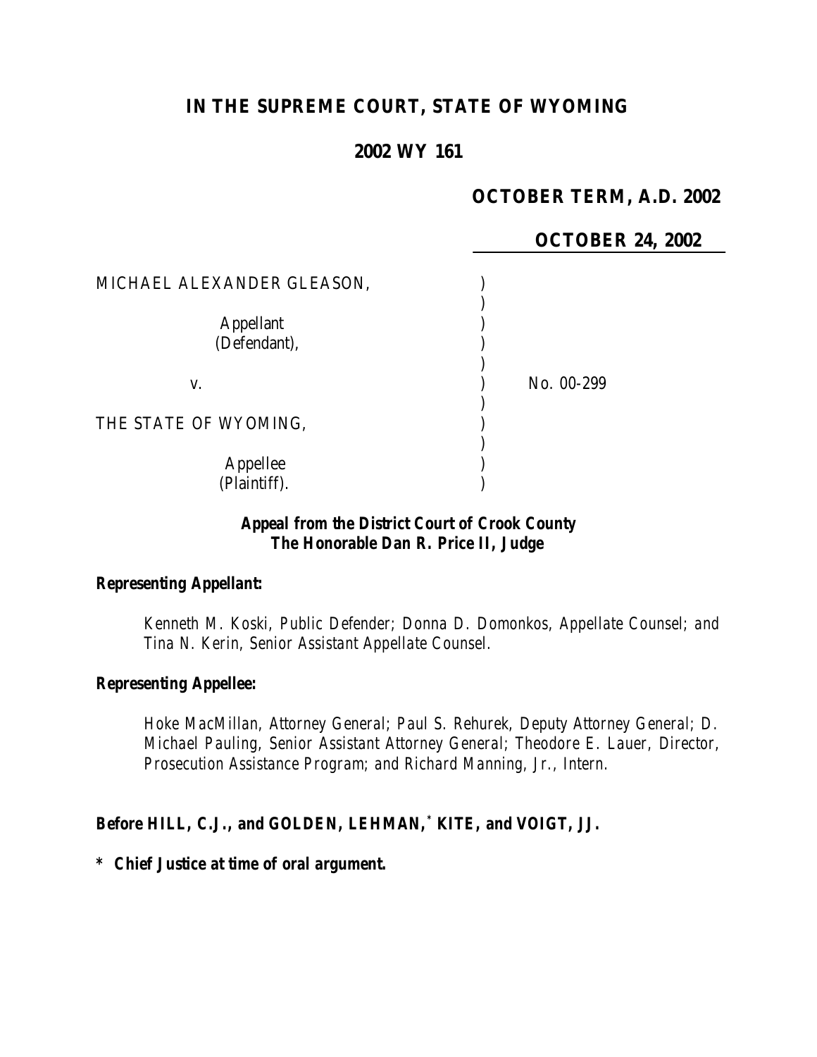**IN THE SUPREME COURT, STATE OF WYOMING**

**2002 WY 161**

**OCTOBER TERM, A.D. 2002**

**OCTOBER 24, 2002**

| | |
|---|---|
| MICHAEL ALEXANDER GLEASON,<br><br>Appellant<br>(Defendant),<br><br>v.<br><br>THE STATE OF WYOMING,<br><br>Appellee<br>(Plaintiff). | No. 00-299 |

***Appeal from the District Court of Crook County***
***The Honorable Dan R. Price II, Judge***

***Representing Appellant:***

Kenneth M. Koski, Public Defender; Donna D. Domonkos, Appellate Counsel; and Tina N. Kerin, Senior Assistant Appellate Counsel.

***Representing Appellee:***

Hoke MacMillan, Attorney General; Paul S. Rehurek, Deputy Attorney General; D. Michael Pauling, Senior Assistant Attorney General; Theodore E. Lauer, Director, Prosecution Assistance Program; and Richard Manning, Jr., Intern.

***Before HILL, C.J., and GOLDEN, LEHMAN,* KITE, and VOIGT, JJ.***

***\* Chief Justice at time of oral argument.***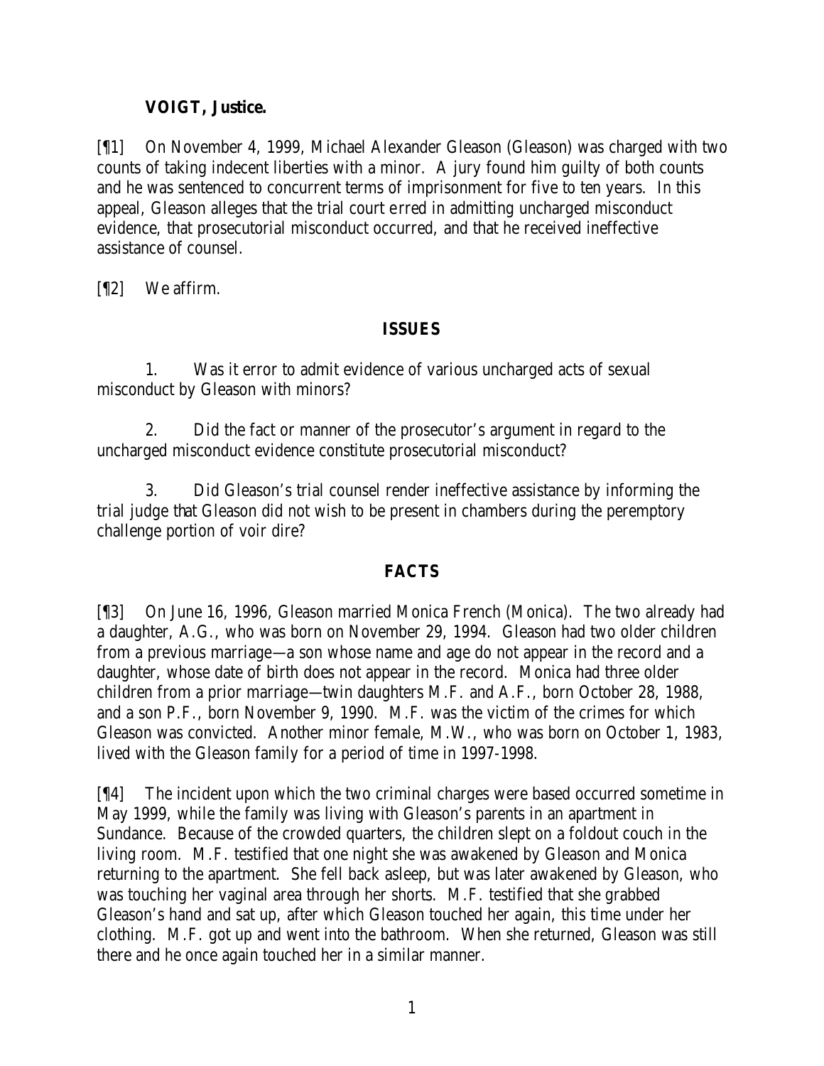**VOIGT, Justice.**

[¶1] On November 4, 1999, Michael Alexander Gleason (Gleason) was charged with two counts of taking indecent liberties with a minor. A jury found him guilty of both counts and he was sentenced to concurrent terms of imprisonment for five to ten years. In this appeal, Gleason alleges that the trial court erred in admitting uncharged misconduct evidence, that prosecutorial misconduct occurred, and that he received ineffective assistance of counsel.

[¶2] We affirm.

## ISSUES

1. Was it error to admit evidence of various uncharged acts of sexual misconduct by Gleason with minors?

2. Did the fact or manner of the prosecutor's argument in regard to the uncharged misconduct evidence constitute prosecutorial misconduct?

3. Did Gleason's trial counsel render ineffective assistance by informing the trial judge that Gleason did not wish to be present in chambers during the peremptory challenge portion of voir dire?

## FACTS

[¶3] On June 16, 1996, Gleason married Monica French (Monica). The two already had a daughter, A.G., who was born on November 29, 1994. Gleason had two older children from a previous marriage—a son whose name and age do not appear in the record and a daughter, whose date of birth does not appear in the record. Monica had three older children from a prior marriage—twin daughters M.F. and A.F., born October 28, 1988, and a son P.F., born November 9, 1990. M.F. was the victim of the crimes for which Gleason was convicted. Another minor female, M.W., who was born on October 1, 1983, lived with the Gleason family for a period of time in 1997-1998.

[¶4] The incident upon which the two criminal charges were based occurred sometime in May 1999, while the family was living with Gleason's parents in an apartment in Sundance. Because of the crowded quarters, the children slept on a foldout couch in the living room. M.F. testified that one night she was awakened by Gleason and Monica returning to the apartment. She fell back asleep, but was later awakened by Gleason, who was touching her vaginal area through her shorts. M.F. testified that she grabbed Gleason's hand and sat up, after which Gleason touched her again, this time under her clothing. M.F. got up and went into the bathroom. When she returned, Gleason was still there and he once again touched her in a similar manner.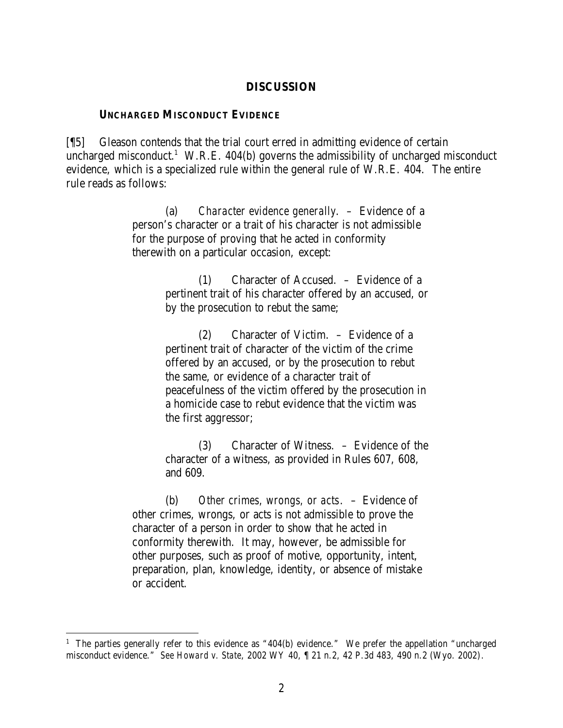## DISCUSSION

### UNCHARGED MISCONDUCT EVIDENCE

[¶5] Gleason contends that the trial court erred in admitting evidence of certain uncharged misconduct.[1] W.R.E. 404(b) governs the admissibility of uncharged misconduct evidence, which is a specialized rule within the general rule of W.R.E. 404. The entire rule reads as follows:

> (a) *Character evidence generally.* – Evidence of a person's character or a trait of his character is not admissible for the purpose of proving that he acted in conformity therewith on a particular occasion, except:
>
> > (1) Character of Accused. – Evidence of a pertinent trait of his character offered by an accused, or by the prosecution to rebut the same;
> >
> > (2) Character of Victim. – Evidence of a pertinent trait of character of the victim of the crime offered by an accused, or by the prosecution to rebut the same, or evidence of a character trait of peacefulness of the victim offered by the prosecution in a homicide case to rebut evidence that the victim was the first aggressor;
> >
> > (3) Character of Witness. – Evidence of the character of a witness, as provided in Rules 607, 608, and 609.
>
> (b) *Other crimes, wrongs, or acts.* – Evidence of other crimes, wrongs, or acts is not admissible to prove the character of a person in order to show that he acted in conformity therewith. It may, however, be admissible for other purposes, such as proof of motive, opportunity, intent, preparation, plan, knowledge, identity, or absence of mistake or accident.

---

[1] The parties generally refer to this evidence as "404(b) evidence." We prefer the appellation "uncharged misconduct evidence." *See Howard v. State*, 2002 WY 40, ¶ 21 n.2, 42 P.3d 483, 490 n.2 (Wyo. 2002).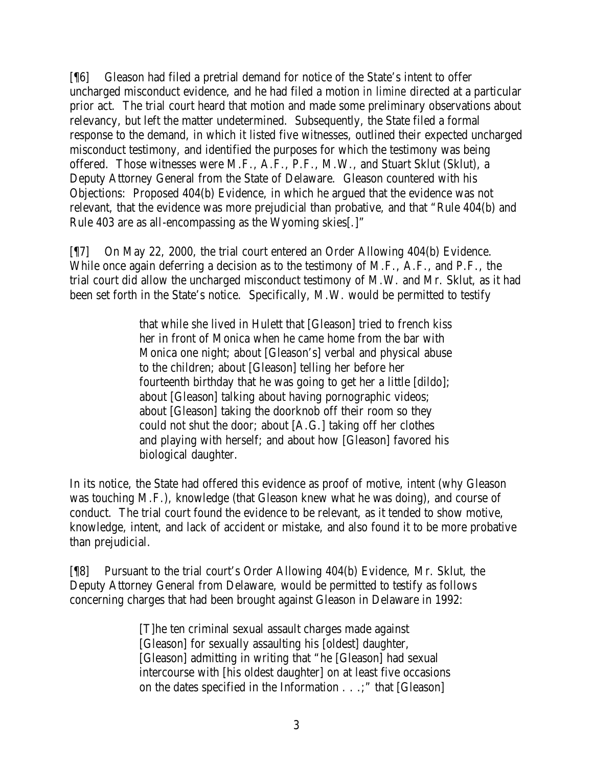[¶6] Gleason had filed a pretrial demand for notice of the State's intent to offer uncharged misconduct evidence, and he had filed a motion *in limine* directed at a particular prior act. The trial court heard that motion and made some preliminary observations about relevancy, but left the matter undetermined. Subsequently, the State filed a formal response to the demand, in which it listed five witnesses, outlined their expected uncharged misconduct testimony, and identified the purposes for which the testimony was being offered. Those witnesses were M.F., A.F., P.F., M.W., and Stuart Sklut (Sklut), a Deputy Attorney General from the State of Delaware. Gleason countered with his Objections: Proposed 404(b) Evidence, in which he argued that the evidence was not relevant, that the evidence was more prejudicial than probative, and that "Rule 404(b) and Rule 403 are as all-encompassing as the Wyoming skies[.]"

[¶7] On May 22, 2000, the trial court entered an Order Allowing 404(b) Evidence. While once again deferring a decision as to the testimony of M.F., A.F., and P.F., the trial court did allow the uncharged misconduct testimony of M.W. and Mr. Sklut, as it had been set forth in the State's notice. Specifically, M.W. would be permitted to testify

> that while she lived in Hulett that [Gleason] tried to french kiss her in front of Monica when he came home from the bar with Monica one night; about [Gleason's] verbal and physical abuse to the children; about [Gleason] telling her before her fourteenth birthday that he was going to get her a little [dildo]; about [Gleason] talking about having pornographic videos; about [Gleason] taking the doorknob off their room so they could not shut the door; about [A.G.] taking off her clothes and playing with herself; and about how [Gleason] favored his biological daughter.

In its notice, the State had offered this evidence as proof of motive, intent (why Gleason was touching M.F.), knowledge (that Gleason knew what he was doing), and course of conduct. The trial court found the evidence to be relevant, as it tended to show motive, knowledge, intent, and lack of accident or mistake, and also found it to be more probative than prejudicial.

[¶8] Pursuant to the trial court's Order Allowing 404(b) Evidence, Mr. Sklut, the Deputy Attorney General from Delaware, would be permitted to testify as follows concerning charges that had been brought against Gleason in Delaware in 1992:

> [T]he ten criminal sexual assault charges made against [Gleason] for sexually assaulting his [oldest] daughter, [Gleason] admitting in writing that "he [Gleason] had sexual intercourse with [his oldest daughter] on at least five occasions on the dates specified in the Information . . .;" that [Gleason]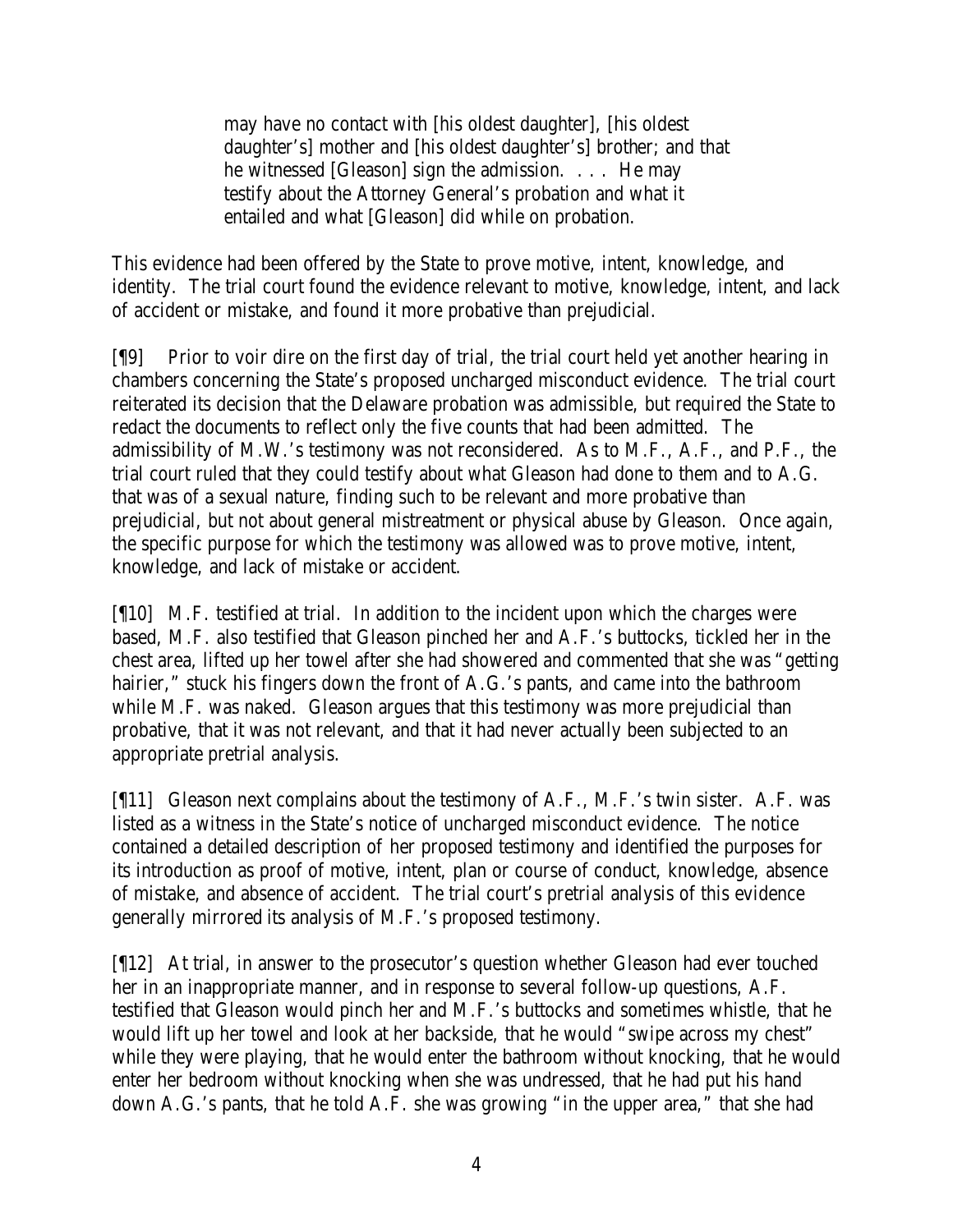> may have no contact with [his oldest daughter], [his oldest daughter's] mother and [his oldest daughter's] brother; and that he witnessed [Gleason] sign the admission. . . . He may testify about the Attorney General's probation and what it entailed and what [Gleason] did while on probation.

This evidence had been offered by the State to prove motive, intent, knowledge, and identity. The trial court found the evidence relevant to motive, knowledge, intent, and lack of accident or mistake, and found it more probative than prejudicial.

[¶9] Prior to voir dire on the first day of trial, the trial court held yet another hearing in chambers concerning the State's proposed uncharged misconduct evidence. The trial court reiterated its decision that the Delaware probation was admissible, but required the State to redact the documents to reflect only the five counts that had been admitted. The admissibility of M.W.'s testimony was not reconsidered. As to M.F., A.F., and P.F., the trial court ruled that they could testify about what Gleason had done to them and to A.G. that was of a sexual nature, finding such to be relevant and more probative than prejudicial, but not about general mistreatment or physical abuse by Gleason. Once again, the specific purpose for which the testimony was allowed was to prove motive, intent, knowledge, and lack of mistake or accident.

[¶10] M.F. testified at trial. In addition to the incident upon which the charges were based, M.F. also testified that Gleason pinched her and A.F.'s buttocks, tickled her in the chest area, lifted up her towel after she had showered and commented that she was "getting hairier," stuck his fingers down the front of A.G.'s pants, and came into the bathroom while M.F. was naked. Gleason argues that this testimony was more prejudicial than probative, that it was not relevant, and that it had never actually been subjected to an appropriate pretrial analysis.

[¶11] Gleason next complains about the testimony of A.F., M.F.'s twin sister. A.F. was listed as a witness in the State's notice of uncharged misconduct evidence. The notice contained a detailed description of her proposed testimony and identified the purposes for its introduction as proof of motive, intent, plan or course of conduct, knowledge, absence of mistake, and absence of accident. The trial court's pretrial analysis of this evidence generally mirrored its analysis of M.F.'s proposed testimony.

[¶12] At trial, in answer to the prosecutor's question whether Gleason had ever touched her in an inappropriate manner, and in response to several follow-up questions, A.F. testified that Gleason would pinch her and M.F.'s buttocks and sometimes whistle, that he would lift up her towel and look at her backside, that he would "swipe across my chest" while they were playing, that he would enter the bathroom without knocking, that he would enter her bedroom without knocking when she was undressed, that he had put his hand down A.G.'s pants, that he told A.F. she was growing "in the upper area," that she had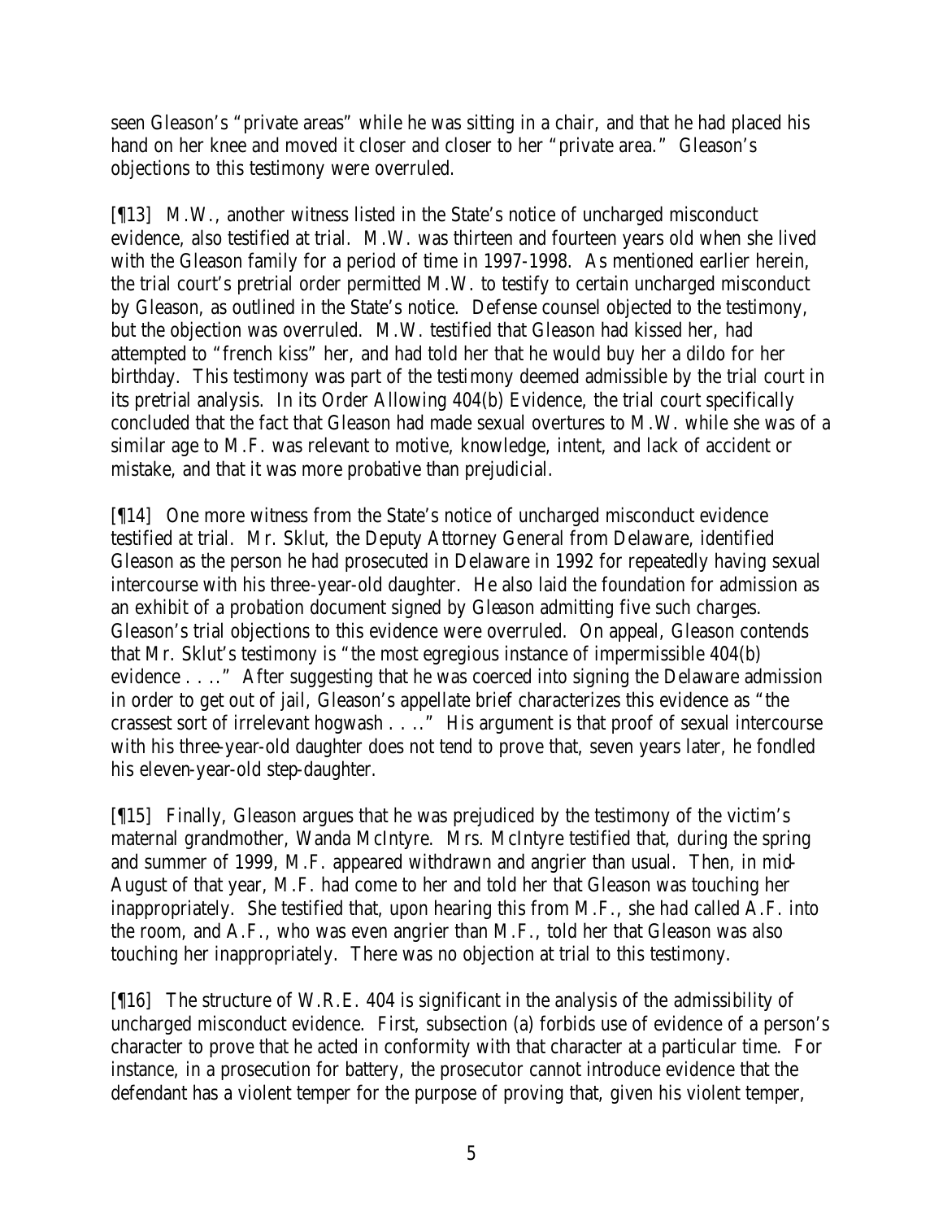seen Gleason's "private areas" while he was sitting in a chair, and that he had placed his hand on her knee and moved it closer and closer to her "private area." Gleason's objections to this testimony were overruled.

[¶13] M.W., another witness listed in the State's notice of uncharged misconduct evidence, also testified at trial. M.W. was thirteen and fourteen years old when she lived with the Gleason family for a period of time in 1997-1998. As mentioned earlier herein, the trial court's pretrial order permitted M.W. to testify to certain uncharged misconduct by Gleason, as outlined in the State's notice. Defense counsel objected to the testimony, but the objection was overruled. M.W. testified that Gleason had kissed her, had attempted to "french kiss" her, and had told her that he would buy her a dildo for her birthday. This testimony was part of the testimony deemed admissible by the trial court in its pretrial analysis. In its Order Allowing 404(b) Evidence, the trial court specifically concluded that the fact that Gleason had made sexual overtures to M.W. while she was of a similar age to M.F. was relevant to motive, knowledge, intent, and lack of accident or mistake, and that it was more probative than prejudicial.

[¶14] One more witness from the State's notice of uncharged misconduct evidence testified at trial. Mr. Sklut, the Deputy Attorney General from Delaware, identified Gleason as the person he had prosecuted in Delaware in 1992 for repeatedly having sexual intercourse with his three-year-old daughter. He also laid the foundation for admission as an exhibit of a probation document signed by Gleason admitting five such charges. Gleason's trial objections to this evidence were overruled. On appeal, Gleason contends that Mr. Sklut's testimony is "the most egregious instance of impermissible 404(b) evidence . . . ." After suggesting that he was coerced into signing the Delaware admission in order to get out of jail, Gleason's appellate brief characterizes this evidence as "the crassest sort of irrelevant hogwash . . . ." His argument is that proof of sexual intercourse with his three-year-old daughter does not tend to prove that, seven years later, he fondled his eleven-year-old step-daughter.

[¶15] Finally, Gleason argues that he was prejudiced by the testimony of the victim's maternal grandmother, Wanda McIntyre. Mrs. McIntyre testified that, during the spring and summer of 1999, M.F. appeared withdrawn and angrier than usual. Then, in mid-August of that year, M.F. had come to her and told her that Gleason was touching her inappropriately. She testified that, upon hearing this from M.F., she had called A.F. into the room, and A.F., who was even angrier than M.F., told her that Gleason was also touching her inappropriately. There was no objection at trial to this testimony.

[¶16] The structure of W.R.E. 404 is significant in the analysis of the admissibility of uncharged misconduct evidence. First, subsection (a) forbids use of evidence of a person's character to prove that he acted in conformity with that character at a particular time. For instance, in a prosecution for battery, the prosecutor cannot introduce evidence that the defendant has a violent temper for the purpose of proving that, given his violent temper,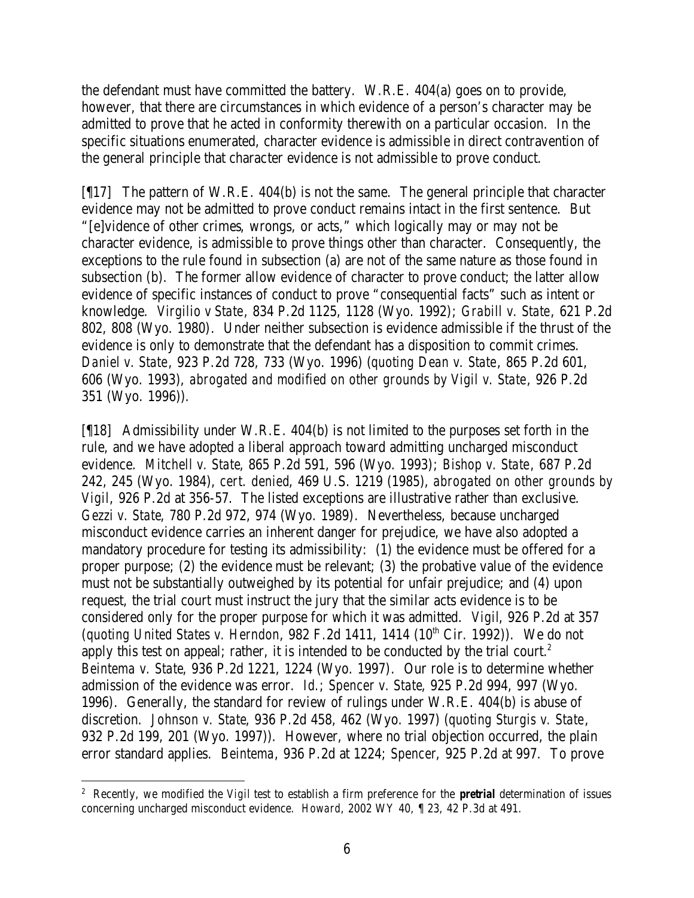the defendant must have committed the battery. W.R.E. 404(a) goes on to provide, however, that there are circumstances in which evidence of a person's character may be admitted to prove that he acted in conformity therewith on a particular occasion. In the specific situations enumerated, character evidence is admissible in direct contravention of the general principle that character evidence is not admissible to prove conduct.

[¶17] The pattern of W.R.E. 404(b) is not the same. The general principle that character evidence may not be admitted to prove conduct remains intact in the first sentence. But "[e]vidence of other crimes, wrongs, or acts," which logically may or may not be character evidence, is admissible to prove things other than character. Consequently, the exceptions to the rule found in subsection (a) are not of the same nature as those found in subsection (b). The former allow evidence of character to prove conduct; the latter allow evidence of specific instances of conduct to prove "consequential facts" such as intent or knowledge. *Virgilio v State*, 834 P.2d 1125, 1128 (Wyo. 1992); *Grabill v. State*, 621 P.2d 802, 808 (Wyo. 1980). Under neither subsection is evidence admissible if the thrust of the evidence is only to demonstrate that the defendant has a disposition to commit crimes. *Daniel v. State*, 923 P.2d 728, 733 (Wyo. 1996) (*quoting Dean v. State*, 865 P.2d 601, 606 (Wyo. 1993), *abrogated and modified on other grounds by Vigil v. State*, 926 P.2d 351 (Wyo. 1996)).

[¶18] Admissibility under W.R.E. 404(b) is not limited to the purposes set forth in the rule, and we have adopted a liberal approach toward admitting uncharged misconduct evidence. *Mitchell v. State*, 865 P.2d 591, 596 (Wyo. 1993); *Bishop v. State*, 687 P.2d 242, 245 (Wyo. 1984), *cert. denied*, 469 U.S. 1219 (1985), *abrogated on other grounds by Vigil*, 926 P.2d at 356-57. The listed exceptions are illustrative rather than exclusive. *Gezzi v. State*, 780 P.2d 972, 974 (Wyo. 1989). Nevertheless, because uncharged misconduct evidence carries an inherent danger for prejudice, we have also adopted a mandatory procedure for testing its admissibility: (1) the evidence must be offered for a proper purpose; (2) the evidence must be relevant; (3) the probative value of the evidence must not be substantially outweighed by its potential for unfair prejudice; and (4) upon request, the trial court must instruct the jury that the similar acts evidence is to be considered only for the proper purpose for which it was admitted. *Vigil*, 926 P.2d at 357 (*quoting United States v. Herndon*, 982 F.2d 1411, 1414 (10th Cir. 1992)). We do not apply this test on appeal; rather, it is intended to be conducted by the trial court.[2] *Beintema v. State*, 936 P.2d 1221, 1224 (Wyo. 1997). Our role is to determine whether admission of the evidence was error. *Id.*; *Spencer v. State*, 925 P.2d 994, 997 (Wyo. 1996). Generally, the standard for review of rulings under W.R.E. 404(b) is abuse of discretion. *Johnson v. State*, 936 P.2d 458, 462 (Wyo. 1997) (*quoting Sturgis v. State*, 932 P.2d 199, 201 (Wyo. 1997)). However, where no trial objection occurred, the plain error standard applies. *Beintema*, 936 P.2d at 1224; *Spencer*, 925 P.2d at 997. To prove

[2] Recently, we modified the *Vigil* test to establish a firm preference for the ***pretrial*** determination of issues concerning uncharged misconduct evidence. *Howard*, 2002 WY 40, ¶ 23, 42 P.3d at 491.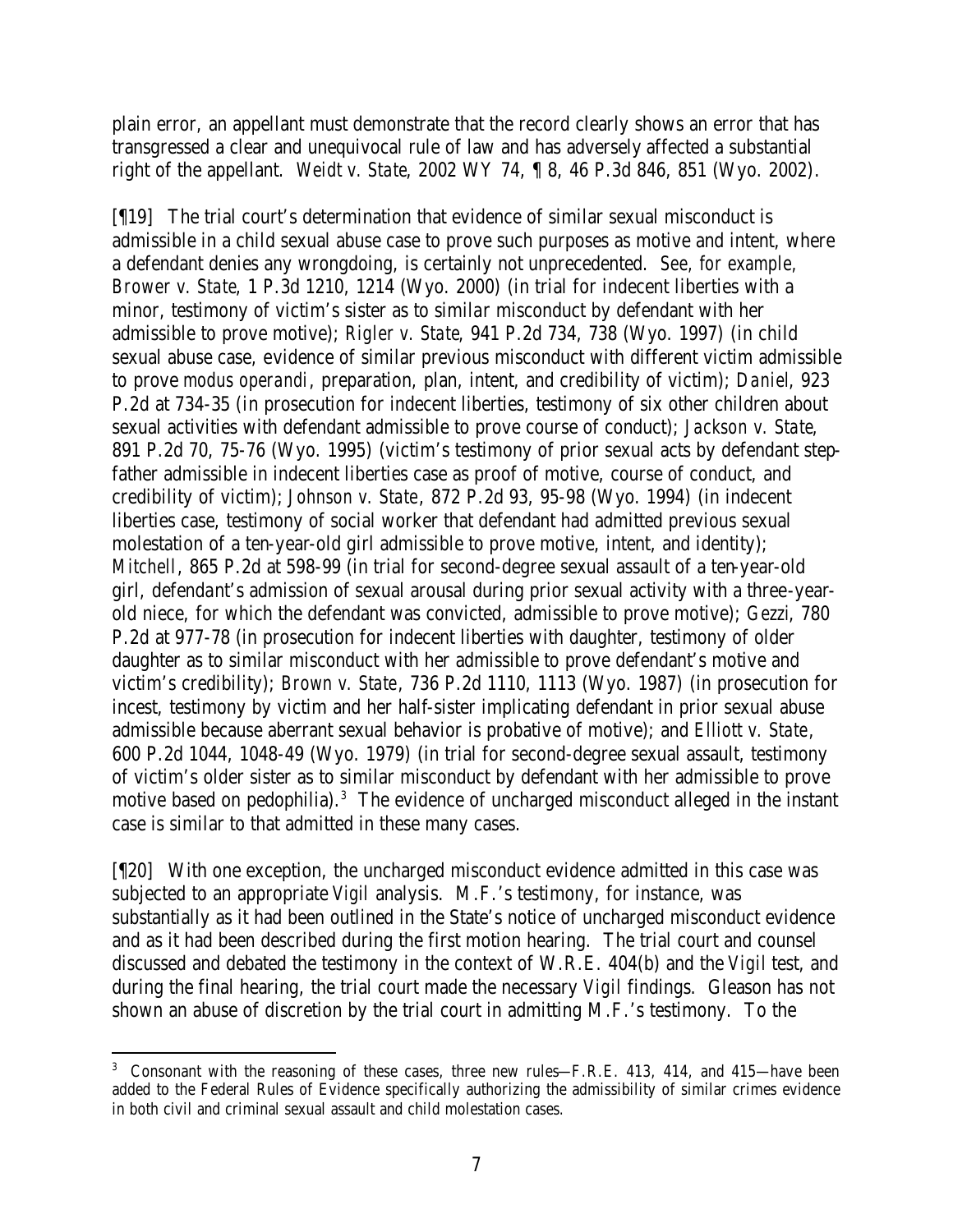plain error, an appellant must demonstrate that the record clearly shows an error that has transgressed a clear and unequivocal rule of law and has adversely affected a substantial right of the appellant. *Weidt v. State*, 2002 WY 74, ¶ 8, 46 P.3d 846, 851 (Wyo. 2002).

[¶19] The trial court's determination that evidence of similar sexual misconduct is admissible in a child sexual abuse case to prove such purposes as motive and intent, where a defendant denies any wrongdoing, is certainly not unprecedented. *See, for example*, *Brower v. State*, 1 P.3d 1210, 1214 (Wyo. 2000) (in trial for indecent liberties with a minor, testimony of victim's sister as to similar misconduct by defendant with her admissible to prove motive); *Rigler v. State*, 941 P.2d 734, 738 (Wyo. 1997) (in child sexual abuse case, evidence of similar previous misconduct with different victim admissible to prove *modus operandi*, preparation, plan, intent, and credibility of victim); *Daniel*, 923 P.2d at 734-35 (in prosecution for indecent liberties, testimony of six other children about sexual activities with defendant admissible to prove course of conduct); *Jackson v. State*, 891 P.2d 70, 75-76 (Wyo. 1995) (victim's testimony of prior sexual acts by defendant step-father admissible in indecent liberties case as proof of motive, course of conduct, and credibility of victim); *Johnson v. State*, 872 P.2d 93, 95-98 (Wyo. 1994) (in indecent liberties case, testimony of social worker that defendant had admitted previous sexual molestation of a ten-year-old girl admissible to prove motive, intent, and identity); *Mitchell*, 865 P.2d at 598-99 (in trial for second-degree sexual assault of a ten-year-old girl, defendant's admission of sexual arousal during prior sexual activity with a three-year-old niece, for which the defendant was convicted, admissible to prove motive); *Gezzi*, 780 P.2d at 977-78 (in prosecution for indecent liberties with daughter, testimony of older daughter as to similar misconduct with her admissible to prove defendant's motive and victim's credibility); *Brown v. State*, 736 P.2d 1110, 1113 (Wyo. 1987) (in prosecution for incest, testimony by victim and her half-sister implicating defendant in prior sexual abuse admissible because aberrant sexual behavior is probative of motive); and *Elliott v. State*, 600 P.2d 1044, 1048-49 (Wyo. 1979) (in trial for second-degree sexual assault, testimony of victim's older sister as to similar misconduct by defendant with her admissible to prove motive based on pedophilia).[3] The evidence of uncharged misconduct alleged in the instant case is similar to that admitted in these many cases.

[¶20] With one exception, the uncharged misconduct evidence admitted in this case was subjected to an appropriate *Vigil* analysis. M.F.'s testimony, for instance, was substantially as it had been outlined in the State's notice of uncharged misconduct evidence and as it had been described during the first motion hearing. The trial court and counsel discussed and debated the testimony in the context of W.R.E. 404(b) and the *Vigil* test, and during the final hearing, the trial court made the necessary *Vigil* findings. Gleason has not shown an abuse of discretion by the trial court in admitting M.F.'s testimony. To the

---

[3] Consonant with the reasoning of these cases, three new rules—F.R.E. 413, 414, and 415—have been added to the Federal Rules of Evidence specifically authorizing the admissibility of similar crimes evidence in both civil and criminal sexual assault and child molestation cases.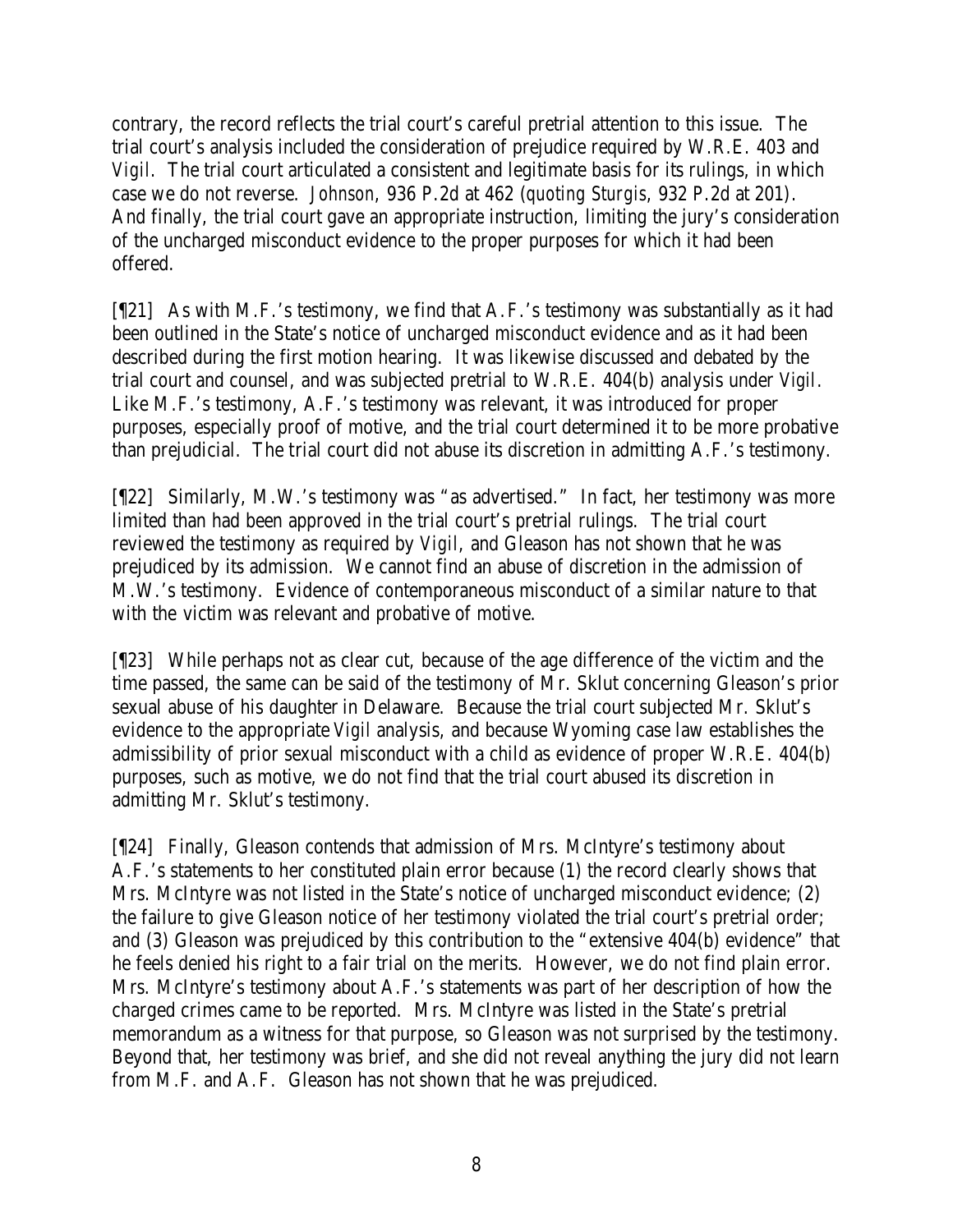contrary, the record reflects the trial court's careful pretrial attention to this issue. The trial court's analysis included the consideration of prejudice required by W.R.E. 403 and *Vigil*. The trial court articulated a consistent and legitimate basis for its rulings, in which case we do not reverse. *Johnson*, 936 P.2d at 462 (*quoting Sturgis*, 932 P.2d at 201). And finally, the trial court gave an appropriate instruction, limiting the jury's consideration of the uncharged misconduct evidence to the proper purposes for which it had been offered.

[¶21] As with M.F.'s testimony, we find that A.F.'s testimony was substantially as it had been outlined in the State's notice of uncharged misconduct evidence and as it had been described during the first motion hearing. It was likewise discussed and debated by the trial court and counsel, and was subjected pretrial to W.R.E. 404(b) analysis under *Vigil*. Like M.F.'s testimony, A.F.'s testimony was relevant, it was introduced for proper purposes, especially proof of motive, and the trial court determined it to be more probative than prejudicial. The trial court did not abuse its discretion in admitting A.F.'s testimony.

[¶22] Similarly, M.W.'s testimony was "as advertised." In fact, her testimony was more limited than had been approved in the trial court's pretrial rulings. The trial court reviewed the testimony as required by *Vigil*, and Gleason has not shown that he was prejudiced by its admission. We cannot find an abuse of discretion in the admission of M.W.'s testimony. Evidence of contemporaneous misconduct of a similar nature to that with the victim was relevant and probative of motive.

[¶23] While perhaps not as clear cut, because of the age difference of the victim and the time passed, the same can be said of the testimony of Mr. Sklut concerning Gleason's prior sexual abuse of his daughter in Delaware. Because the trial court subjected Mr. Sklut's evidence to the appropriate *Vigil* analysis, and because Wyoming case law establishes the admissibility of prior sexual misconduct with a child as evidence of proper W.R.E. 404(b) purposes, such as motive, we do not find that the trial court abused its discretion in admitting Mr. Sklut's testimony.

[¶24] Finally, Gleason contends that admission of Mrs. McIntyre's testimony about A.F.'s statements to her constituted plain error because (1) the record clearly shows that Mrs. McIntyre was not listed in the State's notice of uncharged misconduct evidence; (2) the failure to give Gleason notice of her testimony violated the trial court's pretrial order; and (3) Gleason was prejudiced by this contribution to the "extensive 404(b) evidence" that he feels denied his right to a fair trial on the merits. However, we do not find plain error. Mrs. McIntyre's testimony about A.F.'s statements was part of her description of how the charged crimes came to be reported. Mrs. McIntyre was listed in the State's pretrial memorandum as a witness for that purpose, so Gleason was not surprised by the testimony. Beyond that, her testimony was brief, and she did not reveal anything the jury did not learn from M.F. and A.F. Gleason has not shown that he was prejudiced.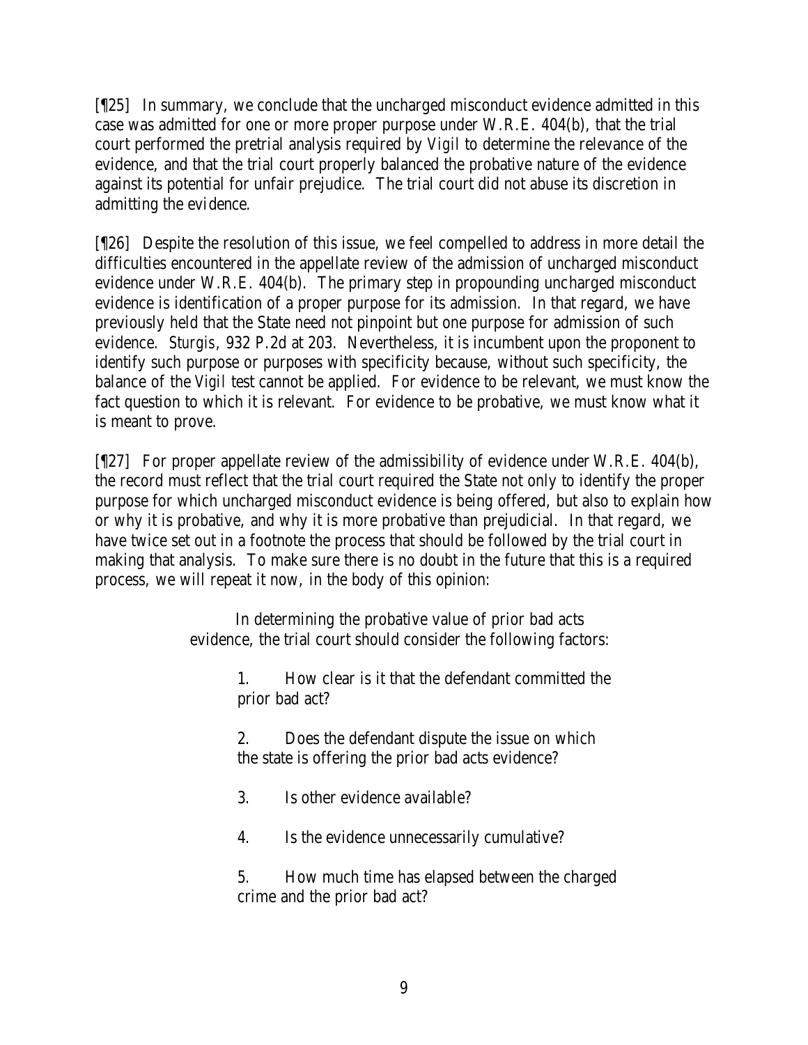[¶25] In summary, we conclude that the uncharged misconduct evidence admitted in this case was admitted for one or more proper purpose under W.R.E. 404(b), that the trial court performed the pretrial analysis required by *Vigil* to determine the relevance of the evidence, and that the trial court properly balanced the probative nature of the evidence against its potential for unfair prejudice. The trial court did not abuse its discretion in admitting the evidence.

[¶26] Despite the resolution of this issue, we feel compelled to address in more detail the difficulties encountered in the appellate review of the admission of uncharged misconduct evidence under W.R.E. 404(b). The primary step in propounding uncharged misconduct evidence is identification of a proper purpose for its admission. In that regard, we have previously held that the State need not pinpoint but one purpose for admission of such evidence. *Sturgis*, 932 P.2d at 203. Nevertheless, it is incumbent upon the proponent to identify such purpose or purposes with specificity because, without such specificity, the balance of the *Vigil* test cannot be applied. For evidence to be relevant, we must know the fact question to which it is relevant. For evidence to be probative, we must know what it is meant to prove.

[¶27] For proper appellate review of the admissibility of evidence under W.R.E. 404(b), the record must reflect that the trial court required the State not only to identify the proper purpose for which uncharged misconduct evidence is being offered, but also to explain how or why it is probative, and why it is more probative than prejudicial. In that regard, we have twice set out in a footnote the process that should be followed by the trial court in making that analysis. To make sure there is no doubt in the future that this is a required process, we will repeat it now, in the body of this opinion:

> In determining the probative value of prior bad acts evidence, the trial court should consider the following factors:
>
> 1. How clear is it that the defendant committed the prior bad act?
>
> 2. Does the defendant dispute the issue on which the state is offering the prior bad acts evidence?
>
> 3. Is other evidence available?
>
> 4. Is the evidence unnecessarily cumulative?
>
> 5. How much time has elapsed between the charged crime and the prior bad act?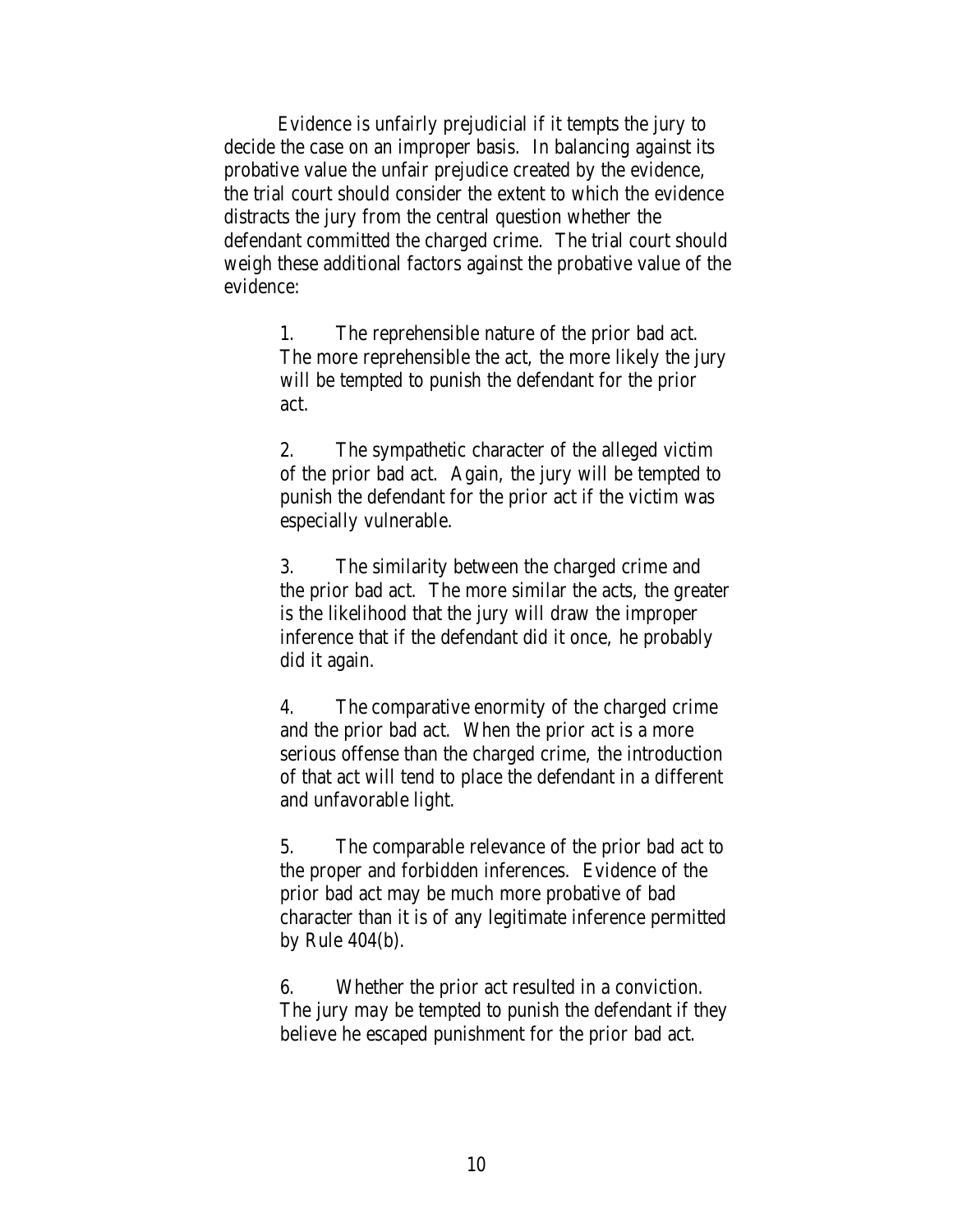Evidence is unfairly prejudicial if it tempts the jury to decide the case on an improper basis. In balancing against its probative value the unfair prejudice created by the evidence, the trial court should consider the extent to which the evidence distracts the jury from the central question whether the defendant committed the charged crime. The trial court should weigh these additional factors against the probative value of the evidence:

> 1. The reprehensible nature of the prior bad act. The more reprehensible the act, the more likely the jury will be tempted to punish the defendant for the prior act.
>
> 2. The sympathetic character of the alleged victim of the prior bad act. Again, the jury will be tempted to punish the defendant for the prior act if the victim was especially vulnerable.
>
> 3. The similarity between the charged crime and the prior bad act. The more similar the acts, the greater is the likelihood that the jury will draw the improper inference that if the defendant did it once, he probably did it again.
>
> 4. The comparative enormity of the charged crime and the prior bad act. When the prior act is a more serious offense than the charged crime, the introduction of that act will tend to place the defendant in a different and unfavorable light.
>
> 5. The comparable relevance of the prior bad act to the proper and forbidden inferences. Evidence of the prior bad act may be much more probative of bad character than it is of any legitimate inference permitted by Rule 404(b).
>
> 6. Whether the prior act resulted in a conviction. The jury may be tempted to punish the defendant if they believe he escaped punishment for the prior bad act.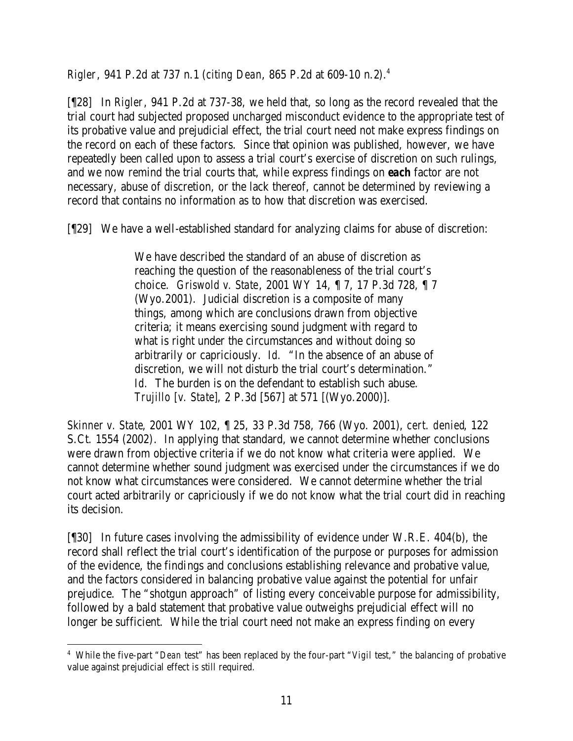*Rigler*, 941 P.2d at 737 n.1 (*citing Dean*, 865 P.2d at 609-10 n.2).[4]

[¶28] In *Rigler*, 941 P.2d at 737-38, we held that, so long as the record revealed that the trial court had subjected proposed uncharged misconduct evidence to the appropriate test of its probative value and prejudicial effect, the trial court need not make express findings on the record on each of these factors. Since that opinion was published, however, we have repeatedly been called upon to assess a trial court's exercise of discretion on such rulings, and we now remind the trial courts that, while express findings on **each** factor are not necessary, abuse of discretion, or the lack thereof, cannot be determined by reviewing a record that contains no information as to how that discretion was exercised.

[¶29] We have a well-established standard for analyzing claims for abuse of discretion:

> We have described the standard of an abuse of discretion as reaching the question of the reasonableness of the trial court's choice. *Griswold v. State*, 2001 WY 14, ¶ 7, 17 P.3d 728, ¶ 7 (Wyo.2001). Judicial discretion is a composite of many things, among which are conclusions drawn from objective criteria; it means exercising sound judgment with regard to what is right under the circumstances and without doing so arbitrarily or capriciously. *Id.* "In the absence of an abuse of discretion, we will not disturb the trial court's determination." *Id.* The burden is on the defendant to establish such abuse. *Trujillo [v. State]*, 2 P.3d [567] at 571 [(Wyo.2000)].

*Skinner v. State*, 2001 WY 102, ¶ 25, 33 P.3d 758, 766 (Wyo. 2001), *cert. denied*, 122 S.Ct. 1554 (2002). In applying that standard, we cannot determine whether conclusions were drawn from objective criteria if we do not know what criteria were applied. We cannot determine whether sound judgment was exercised under the circumstances if we do not know what circumstances were considered. We cannot determine whether the trial court acted arbitrarily or capriciously if we do not know what the trial court did in reaching its decision.

[¶30] In future cases involving the admissibility of evidence under W.R.E. 404(b), the record shall reflect the trial court's identification of the purpose or purposes for admission of the evidence, the findings and conclusions establishing relevance and probative value, and the factors considered in balancing probative value against the potential for unfair prejudice. The "shotgun approach" of listing every conceivable purpose for admissibility, followed by a bald statement that probative value outweighs prejudicial effect will no longer be sufficient. While the trial court need not make an express finding on every

---

[4] While the five-part "*Dean* test" has been replaced by the four-part "*Vigil* test," the balancing of probative value against prejudicial effect is still required.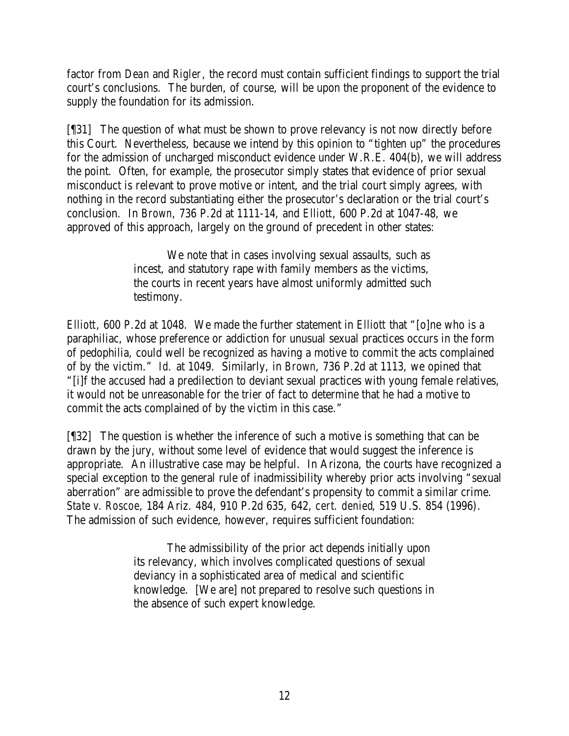factor from *Dean* and *Rigler*, the record must contain sufficient findings to support the trial court's conclusions. The burden, of course, will be upon the proponent of the evidence to supply the foundation for its admission.

[¶31] The question of what must be shown to prove relevancy is not now directly before this Court. Nevertheless, because we intend by this opinion to "tighten up" the procedures for the admission of uncharged misconduct evidence under W.R.E. 404(b), we will address the point. Often, for example, the prosecutor simply states that evidence of prior sexual misconduct is relevant to prove motive or intent, and the trial court simply agrees, with nothing in the record substantiating either the prosecutor's declaration or the trial court's conclusion. In *Brown*, 736 P.2d at 1111-14, and *Elliott*, 600 P.2d at 1047-48, we approved of this approach, largely on the ground of precedent in other states:

> We note that in cases involving sexual assaults, such as incest, and statutory rape with family members as the victims, the courts in recent years have almost uniformly admitted such testimony.

*Elliott*, 600 P.2d at 1048. We made the further statement in *Elliott* that "[o]ne who is a paraphiliac, whose preference or addiction for unusual sexual practices occurs in the form of pedophilia, could well be recognized as having a motive to commit the acts complained of by the victim." *Id.* at 1049. Similarly, in *Brown*, 736 P.2d at 1113, we opined that "[i]f the accused had a predilection to deviant sexual practices with young female relatives, it would not be unreasonable for the trier of fact to determine that he had a motive to commit the acts complained of by the victim in this case."

[¶32] The question is whether the inference of such a motive is something that can be drawn by the jury, without some level of evidence that would suggest the inference is appropriate. An illustrative case may be helpful. In Arizona, the courts have recognized a special exception to the general rule of inadmissibility whereby prior acts involving "sexual aberration" are admissible to prove the defendant's propensity to commit a similar crime. *State v. Roscoe*, 184 Ariz. 484, 910 P.2d 635, 642, *cert. denied*, 519 U.S. 854 (1996). The admission of such evidence, however, requires sufficient foundation:

> The admissibility of the prior act depends initially upon its relevancy, which involves complicated questions of sexual deviancy in a sophisticated area of medical and scientific knowledge. [We are] not prepared to resolve such questions in the absence of such expert knowledge.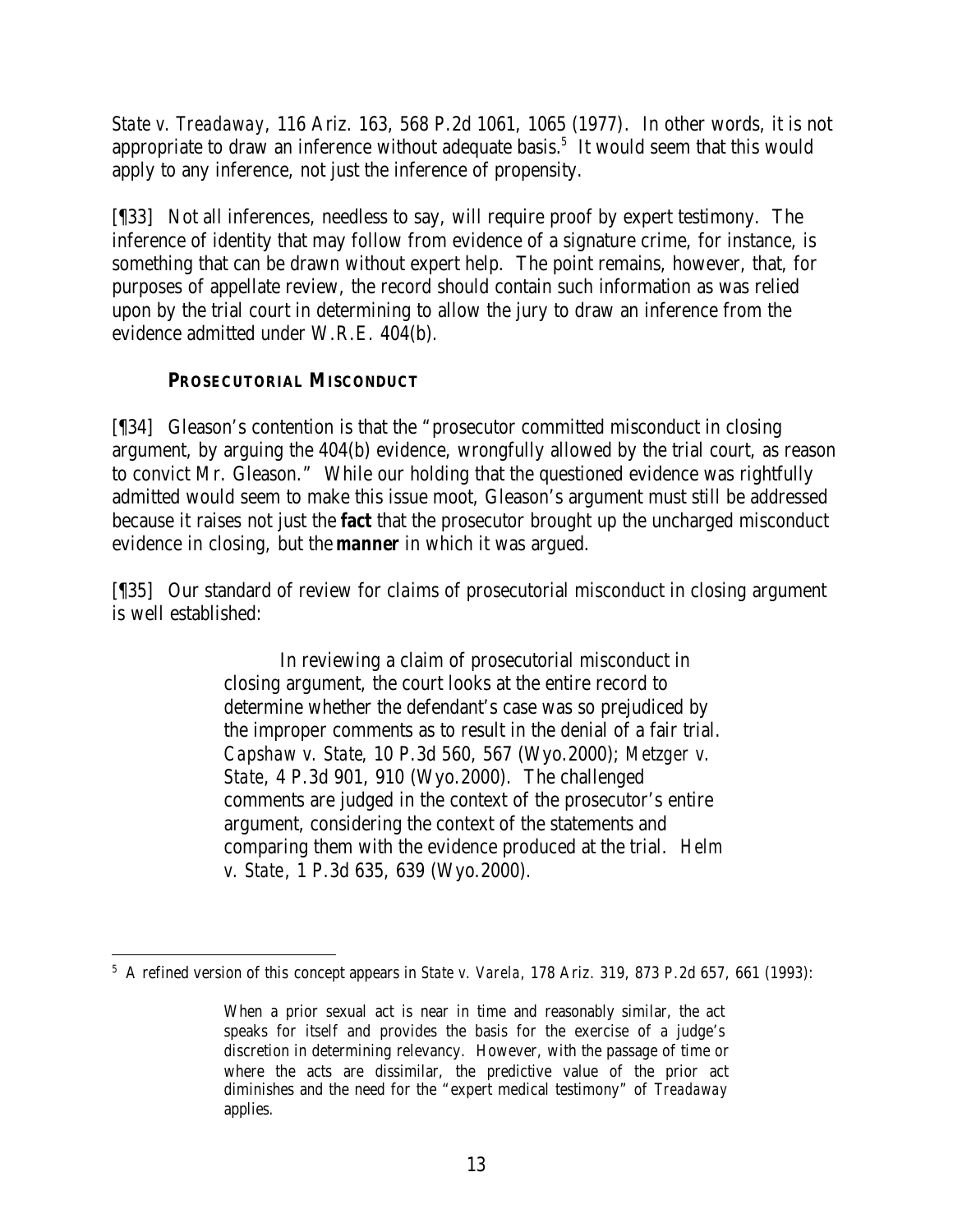*State v. Treadaway*, 116 Ariz. 163, 568 P.2d 1061, 1065 (1977). In other words, it is not appropriate to draw an inference without adequate basis.[5] It would seem that this would apply to any inference, not just the inference of propensity.

[¶33] Not all inferences, needless to say, will require proof by expert testimony. The inference of identity that may follow from evidence of a signature crime, for instance, is something that can be drawn without expert help. The point remains, however, that, for purposes of appellate review, the record should contain such information as was relied upon by the trial court in determining to allow the jury to draw an inference from the evidence admitted under W.R.E. 404(b).

### PROSECUTORIAL MISCONDUCT

[¶34] Gleason's contention is that the "prosecutor committed misconduct in closing argument, by arguing the 404(b) evidence, wrongfully allowed by the trial court, as reason to convict Mr. Gleason." While our holding that the questioned evidence was rightfully admitted would seem to make this issue moot, Gleason's argument must still be addressed because it raises not just the **fact** that the prosecutor brought up the uncharged misconduct evidence in closing, but the **manner** in which it was argued.

[¶35] Our standard of review for claims of prosecutorial misconduct in closing argument is well established:

> In reviewing a claim of prosecutorial misconduct in closing argument, the court looks at the entire record to determine whether the defendant's case was so prejudiced by the improper comments as to result in the denial of a fair trial. *Capshaw v. State*, 10 P.3d 560, 567 (Wyo.2000); *Metzger v. State*, 4 P.3d 901, 910 (Wyo.2000). The challenged comments are judged in the context of the prosecutor's entire argument, considering the context of the statements and comparing them with the evidence produced at the trial. *Helm v. State*, 1 P.3d 635, 639 (Wyo.2000).

---

[5] A refined version of this concept appears in *State v. Varela*, 178 Ariz. 319, 873 P.2d 657, 661 (1993):

> When a prior sexual act is near in time and reasonably similar, the act speaks for itself and provides the basis for the exercise of a judge's discretion in determining relevancy. However, with the passage of time or where the acts are dissimilar, the predictive value of the prior act diminishes and the need for the "expert medical testimony" of *Treadaway* applies.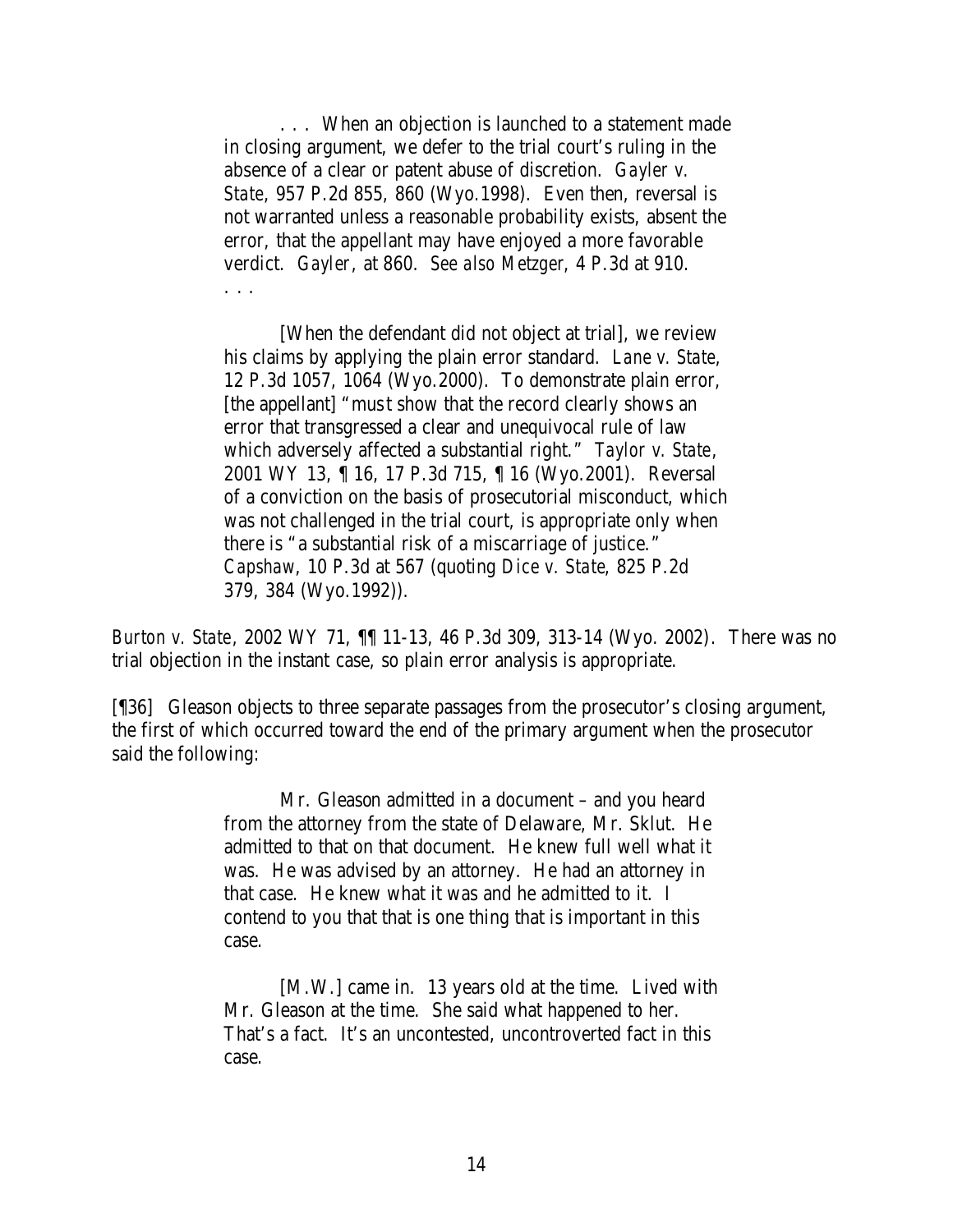> . . . When an objection is launched to a statement made in closing argument, we defer to the trial court's ruling in the absence of a clear or patent abuse of discretion. *Gayler v. State*, 957 P.2d 855, 860 (Wyo.1998). Even then, reversal is not warranted unless a reasonable probability exists, absent the error, that the appellant may have enjoyed a more favorable verdict. *Gayler*, at 860. *See also Metzger*, 4 P.3d at 910.
> . . .
>
> [When the defendant did not object at trial], we review his claims by applying the plain error standard. *Lane v. State*, 12 P.3d 1057, 1064 (Wyo.2000). To demonstrate plain error, [the appellant] "must show that the record clearly shows an error that transgressed a clear and unequivocal rule of law which adversely affected a substantial right." *Taylor v. State*, 2001 WY 13, ¶ 16, 17 P.3d 715, ¶ 16 (Wyo.2001). Reversal of a conviction on the basis of prosecutorial misconduct, which was not challenged in the trial court, is appropriate only when there is "a substantial risk of a miscarriage of justice." *Capshaw*, 10 P.3d at 567 (quoting *Dice v. State*, 825 P.2d 379, 384 (Wyo.1992)).

*Burton v. State*, 2002 WY 71, ¶¶ 11-13, 46 P.3d 309, 313-14 (Wyo. 2002). There was no trial objection in the instant case, so plain error analysis is appropriate.

[¶36] Gleason objects to three separate passages from the prosecutor's closing argument, the first of which occurred toward the end of the primary argument when the prosecutor said the following:

> Mr. Gleason admitted in a document – and you heard from the attorney from the state of Delaware, Mr. Sklut. He admitted to that on that document. He knew full well what it was. He was advised by an attorney. He had an attorney in that case. He knew what it was and he admitted to it. I contend to you that that is one thing that is important in this case.
>
> [M.W.] came in. 13 years old at the time. Lived with Mr. Gleason at the time. She said what happened to her. That's a fact. It's an uncontested, uncontroverted fact in this case.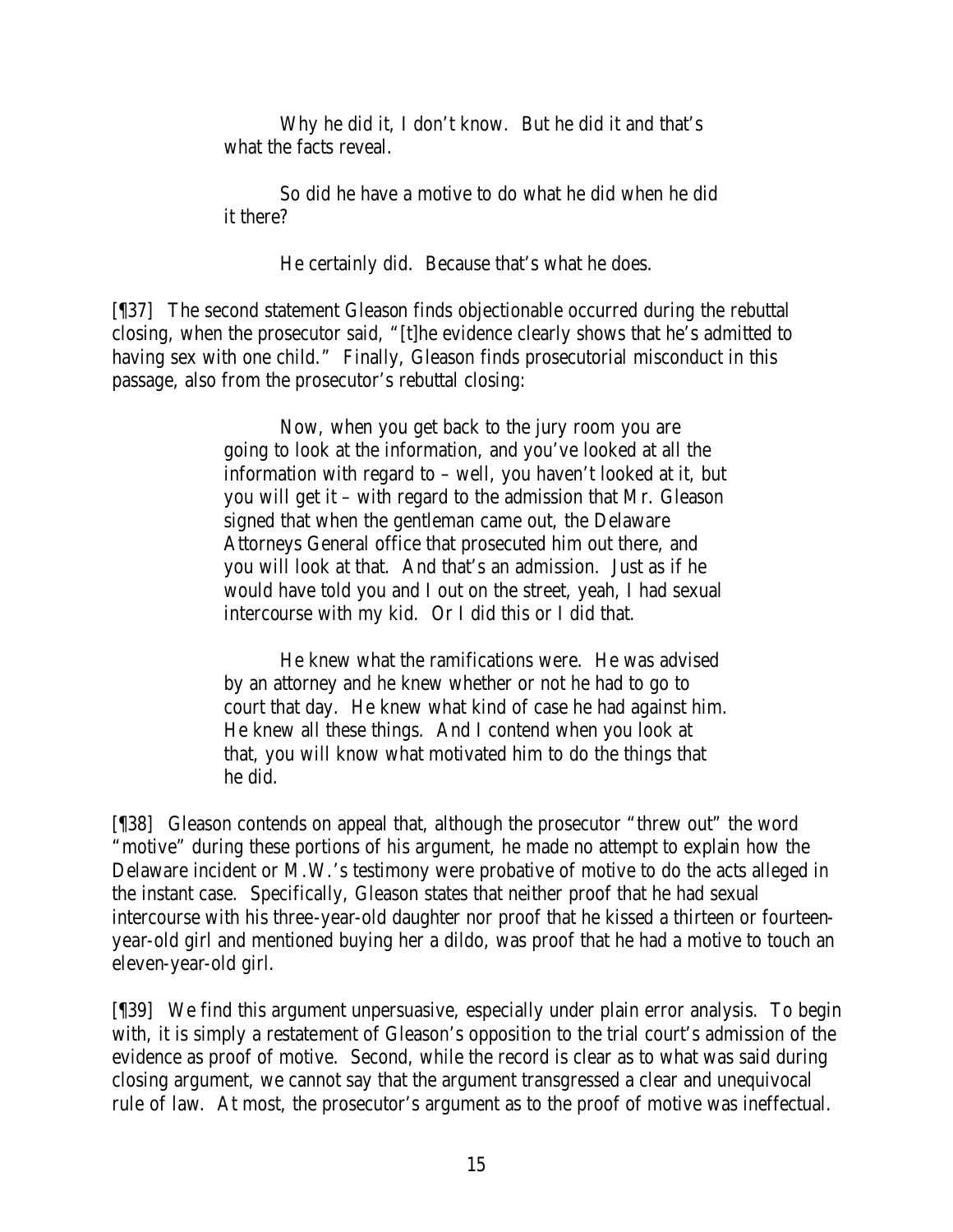> Why he did it, I don't know. But he did it and that's what the facts reveal.
>
> So did he have a motive to do what he did when he did it there?
>
> He certainly did. Because that's what he does.

[¶37] The second statement Gleason finds objectionable occurred during the rebuttal closing, when the prosecutor said, "[t]he evidence clearly shows that he's admitted to having sex with one child." Finally, Gleason finds prosecutorial misconduct in this passage, also from the prosecutor's rebuttal closing:

> Now, when you get back to the jury room you are going to look at the information, and you've looked at all the information with regard to – well, you haven't looked at it, but you will get it – with regard to the admission that Mr. Gleason signed that when the gentleman came out, the Delaware Attorneys General office that prosecuted him out there, and you will look at that. And that's an admission. Just as if he would have told you and I out on the street, yeah, I had sexual intercourse with my kid. Or I did this or I did that.
>
> He knew what the ramifications were. He was advised by an attorney and he knew whether or not he had to go to court that day. He knew what kind of case he had against him. He knew all these things. And I contend when you look at that, you will know what motivated him to do the things that he did.

[¶38] Gleason contends on appeal that, although the prosecutor "threw out" the word "motive" during these portions of his argument, he made no attempt to explain how the Delaware incident or M.W.'s testimony were probative of motive to do the acts alleged in the instant case. Specifically, Gleason states that neither proof that he had sexual intercourse with his three-year-old daughter nor proof that he kissed a thirteen or fourteen-year-old girl and mentioned buying her a dildo, was proof that he had a motive to touch an eleven-year-old girl.

[¶39] We find this argument unpersuasive, especially under plain error analysis. To begin with, it is simply a restatement of Gleason's opposition to the trial court's admission of the evidence as proof of motive. Second, while the record is clear as to what was said during closing argument, we cannot say that the argument transgressed a clear and unequivocal rule of law. At most, the prosecutor's argument as to the proof of motive was ineffectual.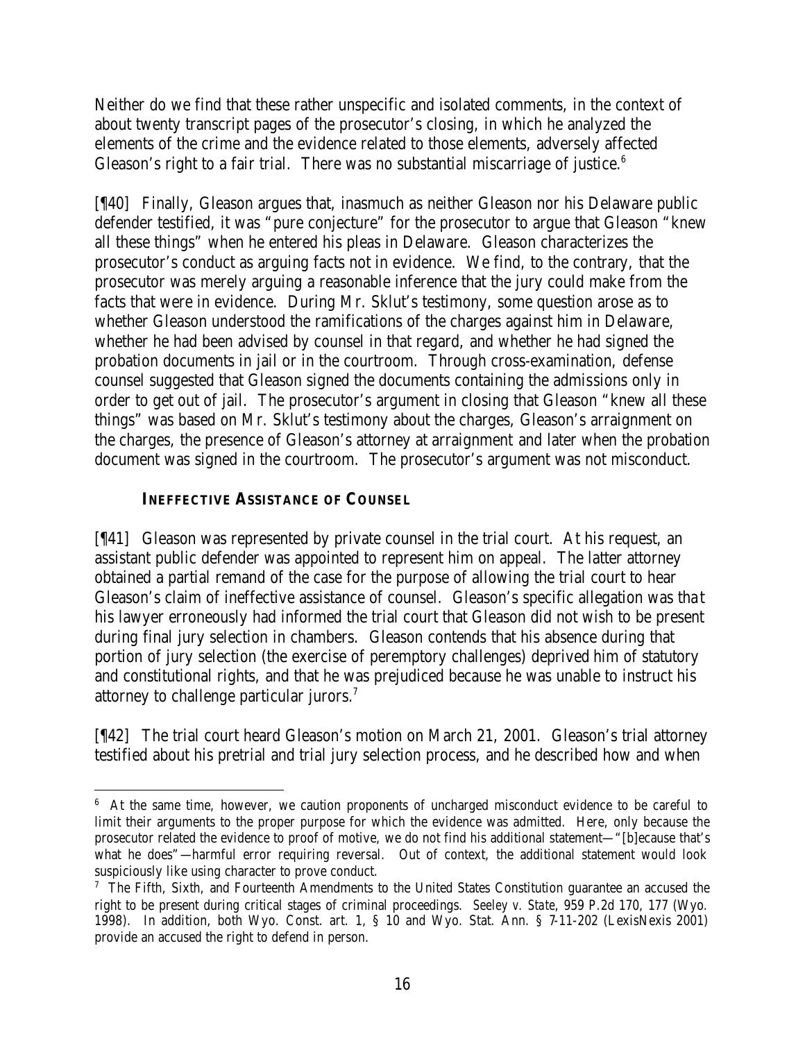Neither do we find that these rather unspecific and isolated comments, in the context of about twenty transcript pages of the prosecutor's closing, in which he analyzed the elements of the crime and the evidence related to those elements, adversely affected Gleason's right to a fair trial. There was no substantial miscarriage of justice.[6]

[¶40] Finally, Gleason argues that, inasmuch as neither Gleason nor his Delaware public defender testified, it was "pure conjecture" for the prosecutor to argue that Gleason "knew all these things" when he entered his pleas in Delaware. Gleason characterizes the prosecutor's conduct as arguing facts not in evidence. We find, to the contrary, that the prosecutor was merely arguing a reasonable inference that the jury could make from the facts that were in evidence. During Mr. Sklut's testimony, some question arose as to whether Gleason understood the ramifications of the charges against him in Delaware, whether he had been advised by counsel in that regard, and whether he had signed the probation documents in jail or in the courtroom. Through cross-examination, defense counsel suggested that Gleason signed the documents containing the admissions only in order to get out of jail. The prosecutor's argument in closing that Gleason "knew all these things" was based on Mr. Sklut's testimony about the charges, Gleason's arraignment on the charges, the presence of Gleason's attorney at arraignment and later when the probation document was signed in the courtroom. The prosecutor's argument was not misconduct.

**INEFFECTIVE ASSISTANCE OF COUNSEL**

[¶41] Gleason was represented by private counsel in the trial court. At his request, an assistant public defender was appointed to represent him on appeal. The latter attorney obtained a partial remand of the case for the purpose of allowing the trial court to hear Gleason's claim of ineffective assistance of counsel. Gleason's specific allegation was that his lawyer erroneously had informed the trial court that Gleason did not wish to be present during final jury selection in chambers. Gleason contends that his absence during that portion of jury selection (the exercise of peremptory challenges) deprived him of statutory and constitutional rights, and that he was prejudiced because he was unable to instruct his attorney to challenge particular jurors.[7]

[¶42] The trial court heard Gleason's motion on March 21, 2001. Gleason's trial attorney testified about his pretrial and trial jury selection process, and he described how and when

---

[6] At the same time, however, we caution proponents of uncharged misconduct evidence to be careful to limit their arguments to the proper purpose for which the evidence was admitted. Here, only because the prosecutor related the evidence to proof of motive, we do not find his additional statement—"[b]ecause that's what he does"—harmful error requiring reversal. Out of context, the additional statement would look suspiciously like using character to prove conduct.

[7] The Fifth, Sixth, and Fourteenth Amendments to the United States Constitution guarantee an accused the right to be present during critical stages of criminal proceedings. *Seeley v. State*, 959 P.2d 170, 177 (Wyo. 1998). In addition, both Wyo. Const. art. 1, § 10 and Wyo. Stat. Ann. § 7-11-202 (LexisNexis 2001) provide an accused the right to defend in person.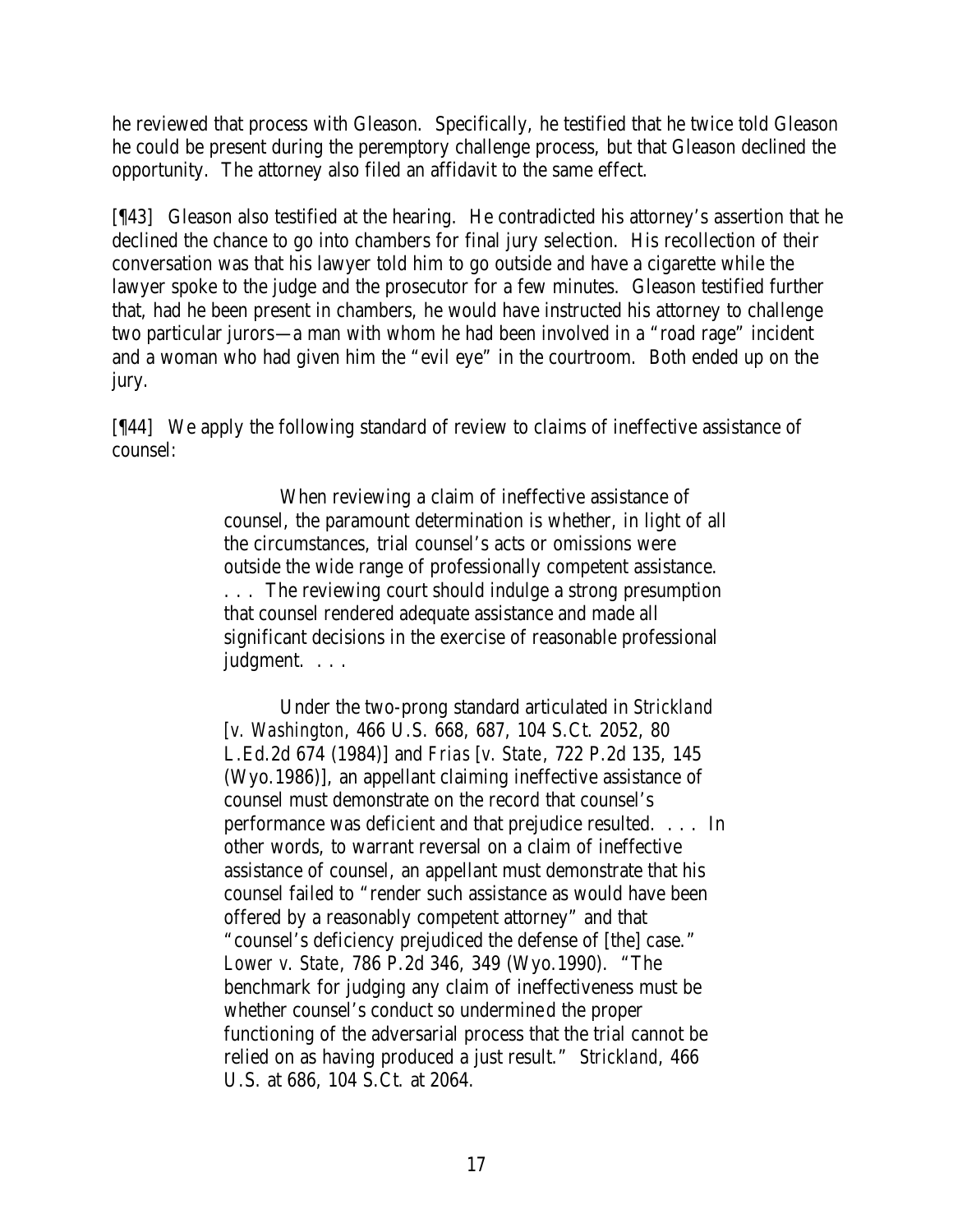he reviewed that process with Gleason. Specifically, he testified that he twice told Gleason he could be present during the peremptory challenge process, but that Gleason declined the opportunity. The attorney also filed an affidavit to the same effect.

[¶43] Gleason also testified at the hearing. He contradicted his attorney's assertion that he declined the chance to go into chambers for final jury selection. His recollection of their conversation was that his lawyer told him to go outside and have a cigarette while the lawyer spoke to the judge and the prosecutor for a few minutes. Gleason testified further that, had he been present in chambers, he would have instructed his attorney to challenge two particular jurors—a man with whom he had been involved in a "road rage" incident and a woman who had given him the "evil eye" in the courtroom. Both ended up on the jury.

[¶44] We apply the following standard of review to claims of ineffective assistance of counsel:

> When reviewing a claim of ineffective assistance of counsel, the paramount determination is whether, in light of all the circumstances, trial counsel's acts or omissions were outside the wide range of professionally competent assistance. . . . The reviewing court should indulge a strong presumption that counsel rendered adequate assistance and made all significant decisions in the exercise of reasonable professional judgment. . . .
>
> Under the two-prong standard articulated in *Strickland* [*v. Washington*, 466 U.S. 668, 687, 104 S.Ct. 2052, 80 L.Ed.2d 674 (1984)] and *Frias* [*v. State*, 722 P.2d 135, 145 (Wyo.1986)], an appellant claiming ineffective assistance of counsel must demonstrate on the record that counsel's performance was deficient and that prejudice resulted. . . . In other words, to warrant reversal on a claim of ineffective assistance of counsel, an appellant must demonstrate that his counsel failed to "render such assistance as would have been offered by a reasonably competent attorney" and that "counsel's deficiency prejudiced the defense of [the] case." *Lower v. State*, 786 P.2d 346, 349 (Wyo.1990). "The benchmark for judging any claim of ineffectiveness must be whether counsel's conduct so undermined the proper functioning of the adversarial process that the trial cannot be relied on as having produced a just result." *Strickland*, 466 U.S. at 686, 104 S.Ct. at 2064.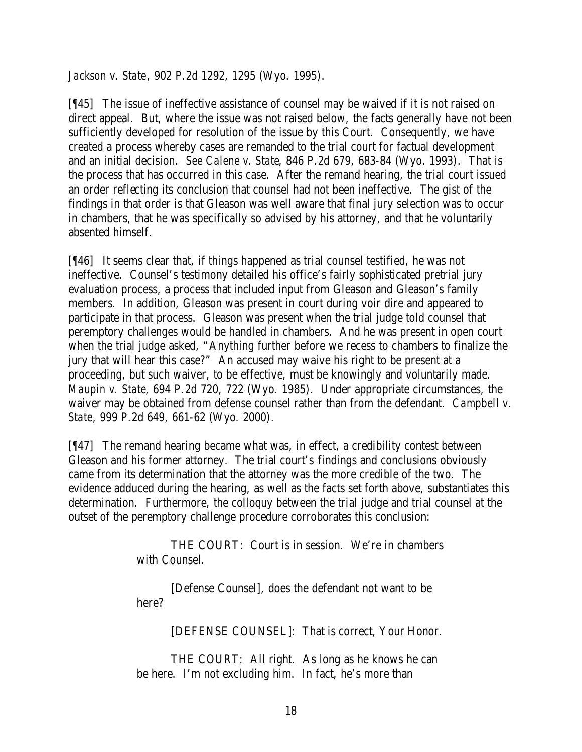*Jackson v. State*, 902 P.2d 1292, 1295 (Wyo. 1995).

[¶45] The issue of ineffective assistance of counsel may be waived if it is not raised on direct appeal. But, where the issue was not raised below, the facts generally have not been sufficiently developed for resolution of the issue by this Court. Consequently, we have created a process whereby cases are remanded to the trial court for factual development and an initial decision. *See Calene v. State*, 846 P.2d 679, 683-84 (Wyo. 1993). That is the process that has occurred in this case. After the remand hearing, the trial court issued an order reflecting its conclusion that counsel had not been ineffective. The gist of the findings in that order is that Gleason was well aware that final jury selection was to occur in chambers, that he was specifically so advised by his attorney, and that he voluntarily absented himself.

[¶46] It seems clear that, if things happened as trial counsel testified, he was not ineffective. Counsel's testimony detailed his office's fairly sophisticated pretrial jury evaluation process, a process that included input from Gleason and Gleason's family members. In addition, Gleason was present in court during voir dire and appeared to participate in that process. Gleason was present when the trial judge told counsel that peremptory challenges would be handled in chambers. And he was present in open court when the trial judge asked, "Anything further before we recess to chambers to finalize the jury that will hear this case?" An accused may waive his right to be present at a proceeding, but such waiver, to be effective, must be knowingly and voluntarily made. *Maupin v. State*, 694 P.2d 720, 722 (Wyo. 1985). Under appropriate circumstances, the waiver may be obtained from defense counsel rather than from the defendant. *Campbell v. State*, 999 P.2d 649, 661-62 (Wyo. 2000).

[¶47] The remand hearing became what was, in effect, a credibility contest between Gleason and his former attorney. The trial court's findings and conclusions obviously came from its determination that the attorney was the more credible of the two. The evidence adduced during the hearing, as well as the facts set forth above, substantiates this determination. Furthermore, the colloquy between the trial judge and trial counsel at the outset of the peremptory challenge procedure corroborates this conclusion:

> THE COURT: Court is in session. We're in chambers with Counsel.
>
> [Defense Counsel], does the defendant not want to be here?
>
> [DEFENSE COUNSEL]: That is correct, Your Honor.
>
> THE COURT: All right. As long as he knows he can be here. I'm not excluding him. In fact, he's more than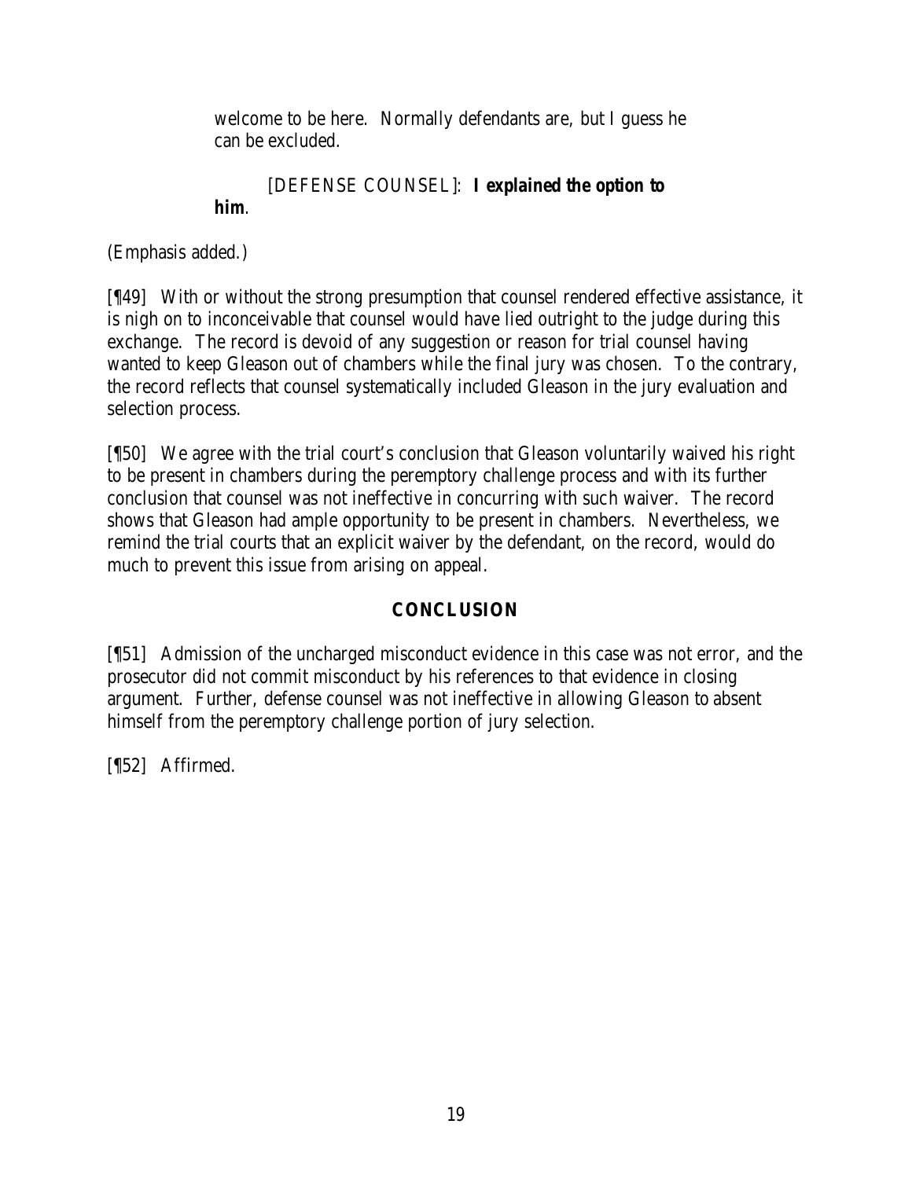welcome to be here. Normally defendants are, but I guess he can be excluded.

[DEFENSE COUNSEL]: **I explained the option to him**.

(Emphasis added.)

[¶49] With or without the strong presumption that counsel rendered effective assistance, it is nigh on to inconceivable that counsel would have lied outright to the judge during this exchange. The record is devoid of any suggestion or reason for trial counsel having wanted to keep Gleason out of chambers while the final jury was chosen. To the contrary, the record reflects that counsel systematically included Gleason in the jury evaluation and selection process.

[¶50] We agree with the trial court's conclusion that Gleason voluntarily waived his right to be present in chambers during the peremptory challenge process and with its further conclusion that counsel was not ineffective in concurring with such waiver. The record shows that Gleason had ample opportunity to be present in chambers. Nevertheless, we remind the trial courts that an explicit waiver by the defendant, on the record, would do much to prevent this issue from arising on appeal.

## CONCLUSION

[¶51] Admission of the uncharged misconduct evidence in this case was not error, and the prosecutor did not commit misconduct by his references to that evidence in closing argument. Further, defense counsel was not ineffective in allowing Gleason to absent himself from the peremptory challenge portion of jury selection.

[¶52] Affirmed.